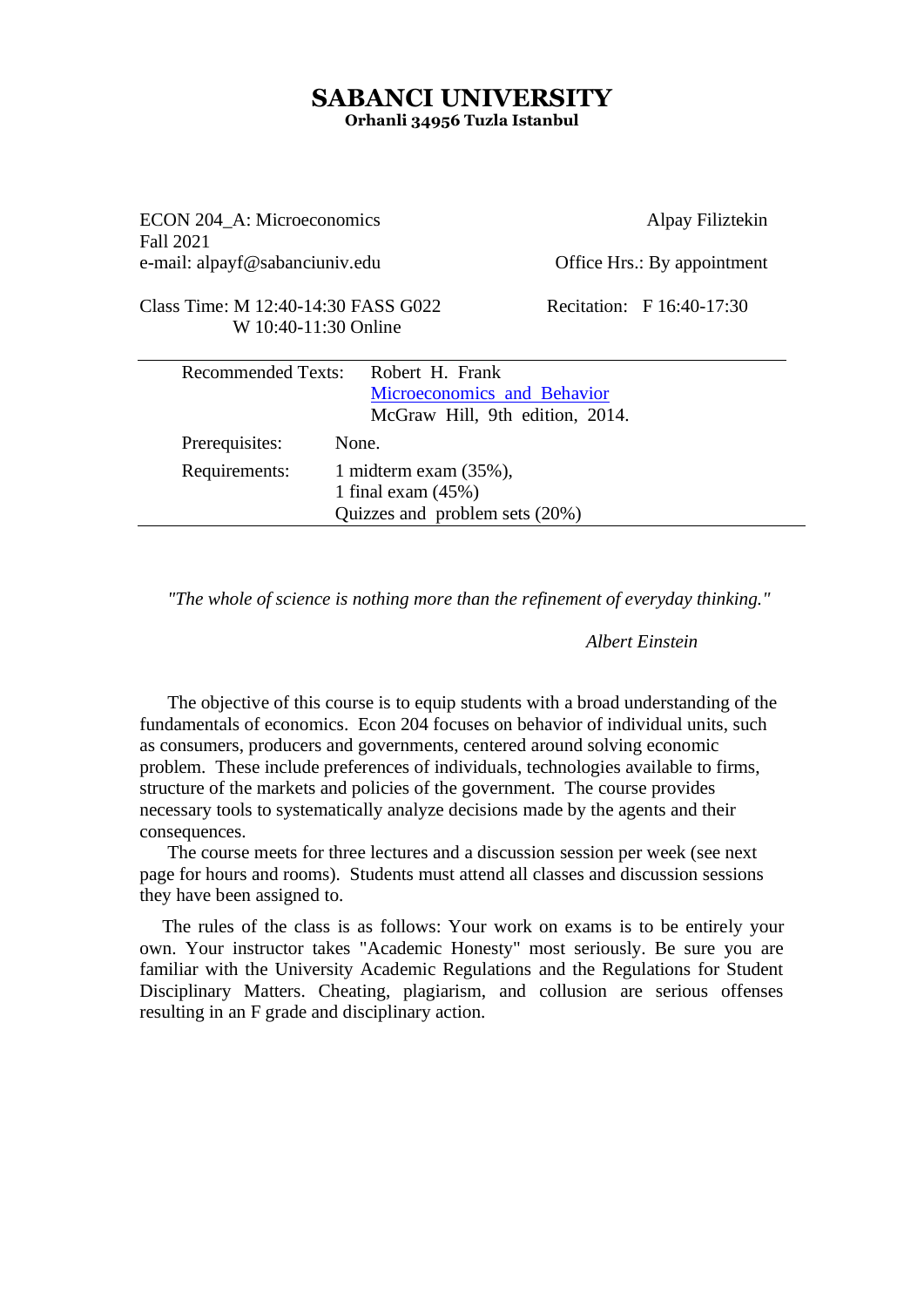# SABANCI UNIVERSITY

**Orhanli 34956 Tuzla Istanbul**

ECON 204_A: Microeconomics
Fall 2021
e-mail: alpayf@sabanciuniv.edu

Alpay Filiztekin
Office Hrs.: By appointment

Class Time: M 12:40-14:30 FASS G022
W 10:40-11:30 Online

Recitation: F 16:40-17:30

| | |
|---|---|
| Recommended Texts: | Robert H. Frank<br>Microeconomics and Behavior<br>McGraw Hill, 9th edition, 2014. |
| Prerequisites: | None. |
| Requirements: | 1 midterm exam (35%),<br>1 final exam (45%)<br>Quizzes and problem sets (20%) |

*"The whole of science is nothing more than the refinement of everyday thinking."*

*Albert Einstein*

The objective of this course is to equip students with a broad understanding of the fundamentals of economics. Econ 204 focuses on behavior of individual units, such as consumers, producers and governments, centered around solving economic problem. These include preferences of individuals, technologies available to firms, structure of the markets and policies of the government. The course provides necessary tools to systematically analyze decisions made by the agents and their consequences.

The course meets for three lectures and a discussion session per week (see next page for hours and rooms). Students must attend all classes and discussion sessions they have been assigned to.

The rules of the class is as follows: Your work on exams is to be entirely your own. Your instructor takes "Academic Honesty" most seriously. Be sure you are familiar with the University Academic Regulations and the Regulations for Student Disciplinary Matters. Cheating, plagiarism, and collusion are serious offenses resulting in an F grade and disciplinary action.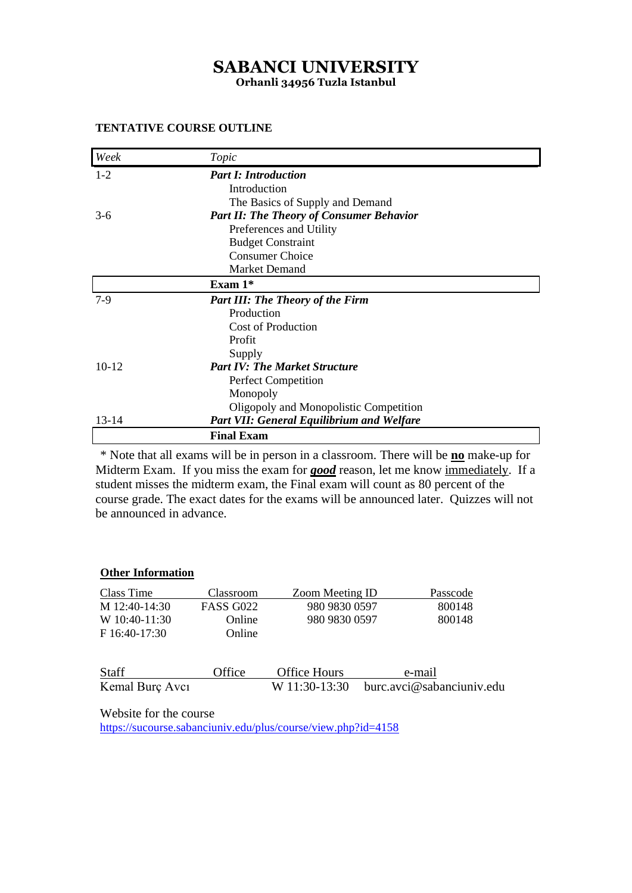# SABANCI UNIVERSITY

**Orhanli 34956 Tuzla Istanbul**

**TENTATIVE COURSE OUTLINE**

| *Week* | *Topic* |
|---|---|
| 1-2 | ***Part I: Introduction*** |
| | Introduction |
| | The Basics of Supply and Demand |
| 3-6 | ***Part II: The Theory of Consumer Behavior*** |
| | Preferences and Utility |
| | Budget Constraint |
| | Consumer Choice |
| | Market Demand |
| | **Exam 1*** |
| 7-9 | ***Part III: The Theory of the Firm*** |
| | Production |
| | Cost of Production |
| | Profit |
| | Supply |
| 10-12 | ***Part IV: The Market Structure*** |
| | Perfect Competition |
| | Monopoly |
| | Oligopoly and Monopolistic Competition |
| 13-14 | ***Part VII: General Equilibrium and Welfare*** |
| | **Final Exam** |

\* Note that all exams will be in person in a classroom. There will be **no** make-up for Midterm Exam. If you miss the exam for ***good*** reason, let me know immediately. If a student misses the midterm exam, the Final exam will count as 80 percent of the course grade. The exact dates for the exams will be announced later. Quizzes will not be announced in advance.

**Other Information**

| Class Time | Classroom | Zoom Meeting ID | Passcode |
|---|---|---|---|
| M 12:40-14:30 | FASS G022 | 980 9830 0597 | 800148 |
| W 10:40-11:30 | Online | 980 9830 0597 | 800148 |
| F 16:40-17:30 | Online | | |

| Staff | Office | Office Hours | e-mail |
|---|---|---|---|
| Kemal Burç Avcı | | W 11:30-13:30 | burc.avci@sabanciuniv.edu |

Website for the course
https://sucourse.sabanciuniv.edu/plus/course/view.php?id=4158